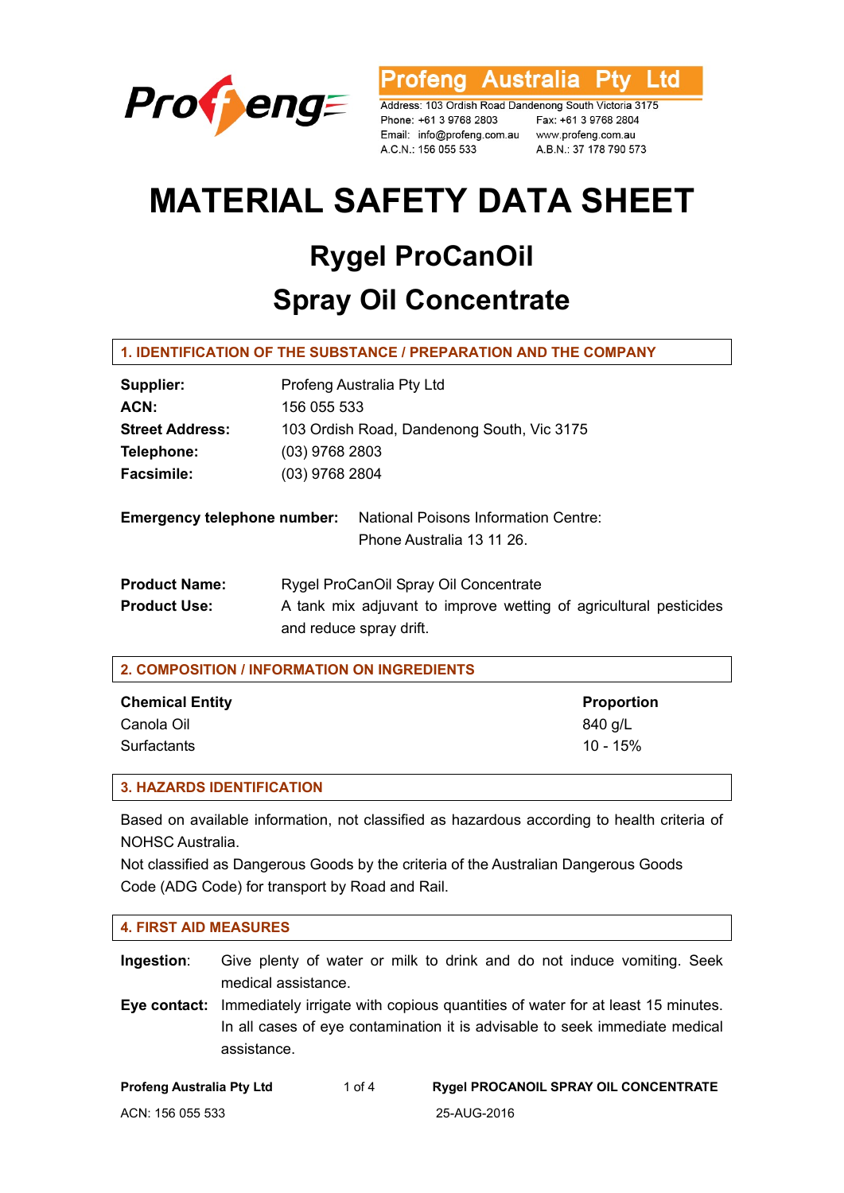Profeng Australia Pty Ltd

Address: 103 Ordish Road Dandenong South Victoria 3175
Phone: +61 3 9768 2803 Fax: +61 3 9768 2804
Email: info@profeng.com.au www.profeng.com.au
A.C.N.: 156 055 533 A.B.N.: 37 178 790 573

# MATERIAL SAFETY DATA SHEET

## Rygel ProCanOil
## Spray Oil Concentrate

### 1. IDENTIFICATION OF THE SUBSTANCE / PREPARATION AND THE COMPANY

**Supplier:** Profeng Australia Pty Ltd
**ACN:** 156 055 533
**Street Address:** 103 Ordish Road, Dandenong South, Vic 3175
**Telephone:** (03) 9768 2803
**Facsimile:** (03) 9768 2804

**Emergency telephone number:** National Poisons Information Centre: Phone Australia 13 11 26.

**Product Name:** Rygel ProCanOil Spray Oil Concentrate
**Product Use:** A tank mix adjuvant to improve wetting of agricultural pesticides and reduce spray drift.

### 2. COMPOSITION / INFORMATION ON INGREDIENTS

| Chemical Entity | Proportion |
|---|---|
| Canola Oil | 840 g/L |
| Surfactants | 10 - 15% |

### 3. HAZARDS IDENTIFICATION

Based on available information, not classified as hazardous according to health criteria of NOHSC Australia.
Not classified as Dangerous Goods by the criteria of the Australian Dangerous Goods Code (ADG Code) for transport by Road and Rail.

### 4. FIRST AID MEASURES

**Ingestion**: Give plenty of water or milk to drink and do not induce vomiting. Seek medical assistance.

**Eye contact:** Immediately irrigate with copious quantities of water for at least 15 minutes. In all cases of eye contamination it is advisable to seek immediate medical assistance.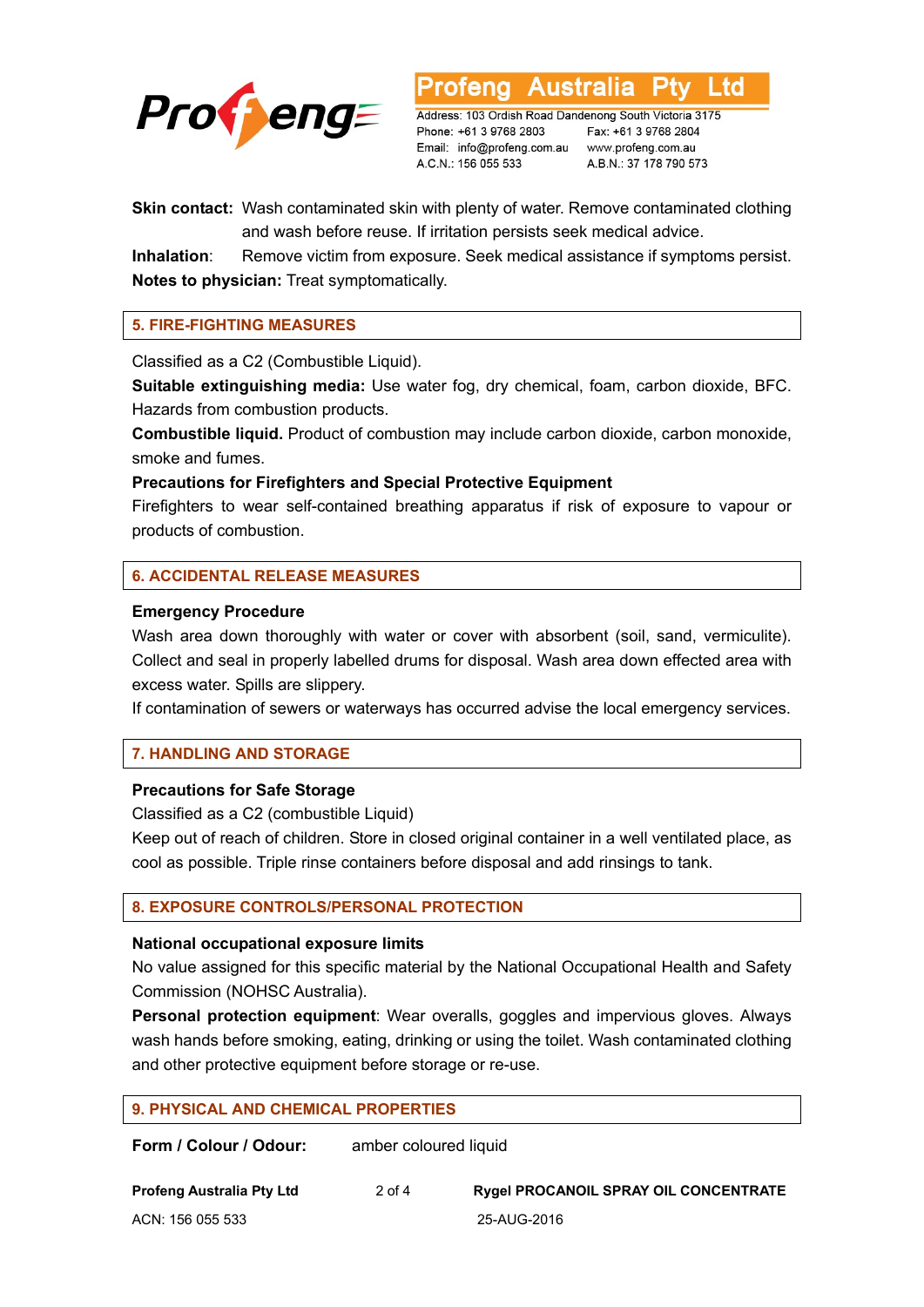**Skin contact:** Wash contaminated skin with plenty of water. Remove contaminated clothing and wash before reuse. If irritation persists seek medical advice.

**Inhalation**: Remove victim from exposure. Seek medical assistance if symptoms persist.

**Notes to physician:** Treat symptomatically.

## 5. FIRE-FIGHTING MEASURES

Classified as a C2 (Combustible Liquid).

**Suitable extinguishing media:** Use water fog, dry chemical, foam, carbon dioxide, BFC. Hazards from combustion products.

**Combustible liquid.** Product of combustion may include carbon dioxide, carbon monoxide, smoke and fumes.

**Precautions for Firefighters and Special Protective Equipment**

Firefighters to wear self-contained breathing apparatus if risk of exposure to vapour or products of combustion.

## 6. ACCIDENTAL RELEASE MEASURES

**Emergency Procedure**

Wash area down thoroughly with water or cover with absorbent (soil, sand, vermiculite). Collect and seal in properly labelled drums for disposal. Wash area down effected area with excess water. Spills are slippery.

If contamination of sewers or waterways has occurred advise the local emergency services.

## 7. HANDLING AND STORAGE

**Precautions for Safe Storage**

Classified as a C2 (combustible Liquid)

Keep out of reach of children. Store in closed original container in a well ventilated place, as cool as possible. Triple rinse containers before disposal and add rinsings to tank.

## 8. EXPOSURE CONTROLS/PERSONAL PROTECTION

**National occupational exposure limits**

No value assigned for this specific material by the National Occupational Health and Safety Commission (NOHSC Australia).

**Personal protection equipment**: Wear overalls, goggles and impervious gloves. Always wash hands before smoking, eating, drinking or using the toilet. Wash contaminated clothing and other protective equipment before storage or re-use.

## 9. PHYSICAL AND CHEMICAL PROPERTIES

**Form / Colour / Odour:** amber coloured liquid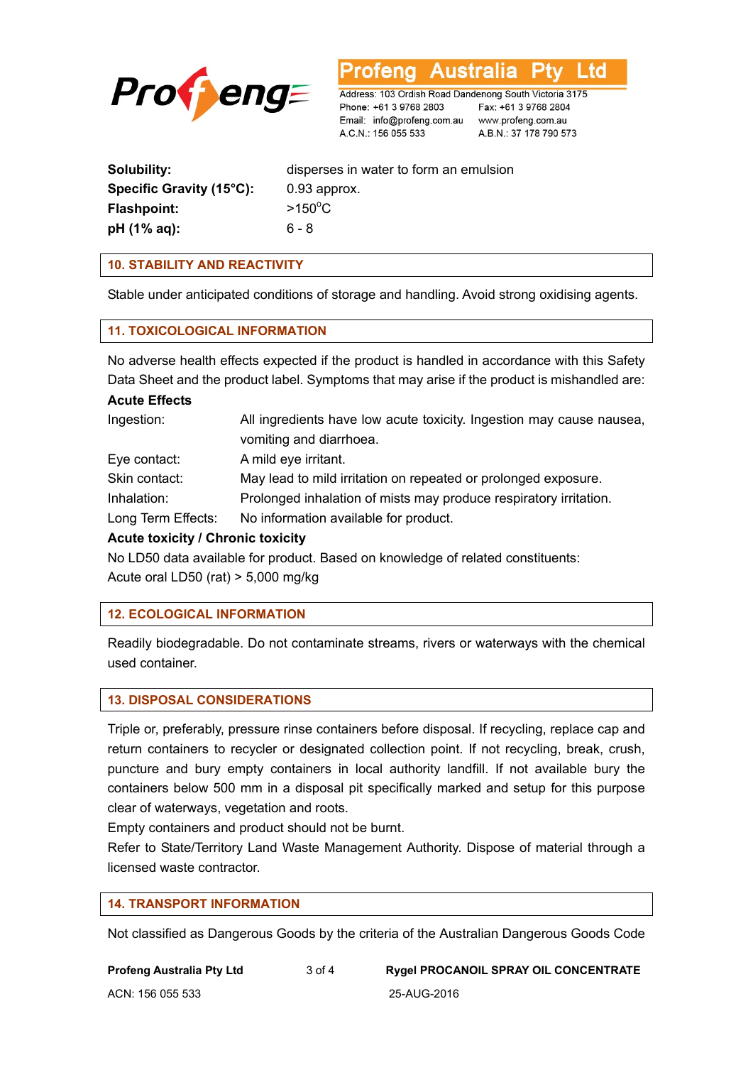| | |
|---|---|
| **Solubility:** | disperses in water to form an emulsion |
| **Specific Gravity (15°C):** | 0.93 approx. |
| **Flashpoint:** | >150°C |
| **pH (1% aq):** | 6 - 8 |

## 10. STABILITY AND REACTIVITY

Stable under anticipated conditions of storage and handling. Avoid strong oxidising agents.

## 11. TOXICOLOGICAL INFORMATION

No adverse health effects expected if the product is handled in accordance with this Safety Data Sheet and the product label. Symptoms that may arise if the product is mishandled are:

**Acute Effects**

| | |
|---|---|
| Ingestion: | All ingredients have low acute toxicity. Ingestion may cause nausea, vomiting and diarrhoea. |
| Eye contact: | A mild eye irritant. |
| Skin contact: | May lead to mild irritation on repeated or prolonged exposure. |
| Inhalation: | Prolonged inhalation of mists may produce respiratory irritation. |
| Long Term Effects: | No information available for product. |

**Acute toxicity / Chronic toxicity**

No LD50 data available for product. Based on knowledge of related constituents:
Acute oral LD50 (rat) > 5,000 mg/kg

## 12. ECOLOGICAL INFORMATION

Readily biodegradable. Do not contaminate streams, rivers or waterways with the chemical used container.

## 13. DISPOSAL CONSIDERATIONS

Triple or, preferably, pressure rinse containers before disposal. If recycling, replace cap and return containers to recycler or designated collection point. If not recycling, break, crush, puncture and bury empty containers in local authority landfill. If not available bury the containers below 500 mm in a disposal pit specifically marked and setup for this purpose clear of waterways, vegetation and roots.

Empty containers and product should not be burnt.

Refer to State/Territory Land Waste Management Authority. Dispose of material through a licensed waste contractor.

## 14. TRANSPORT INFORMATION

Not classified as Dangerous Goods by the criteria of the Australian Dangerous Goods Code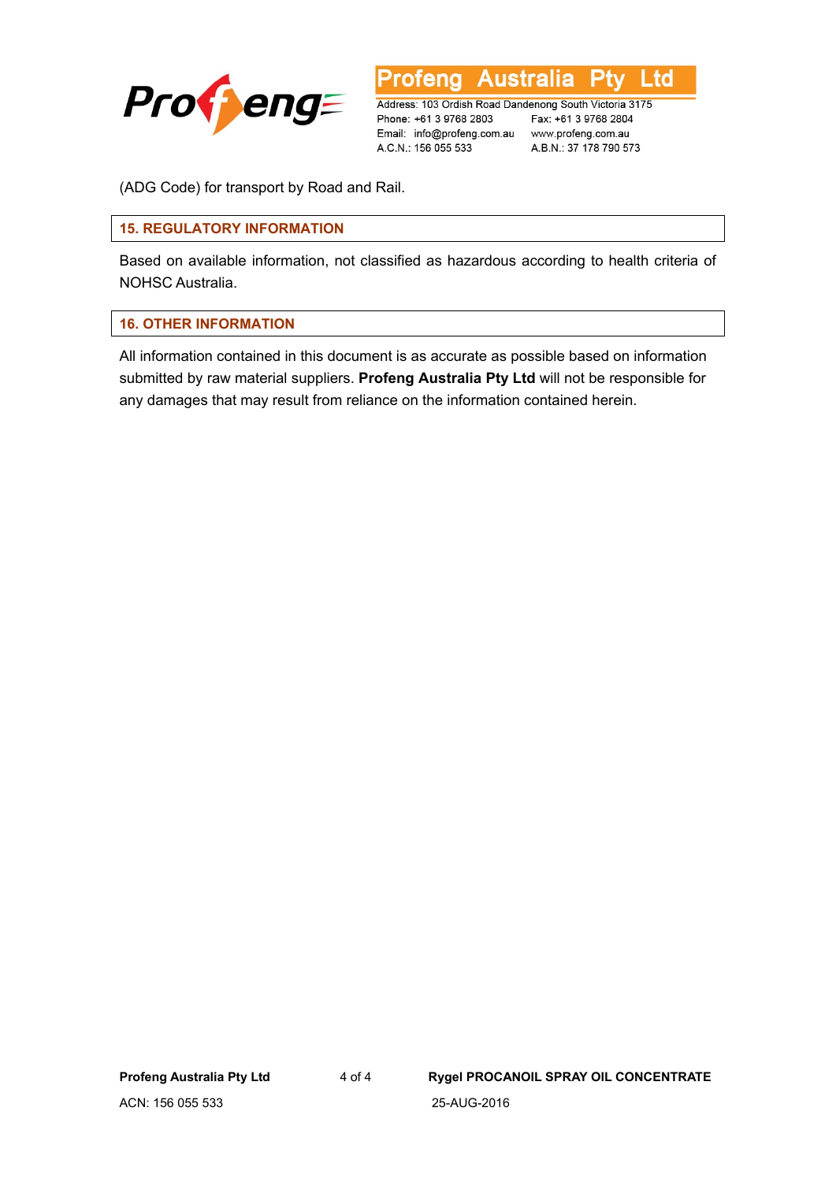(ADG Code) for transport by Road and Rail.

## 15. REGULATORY INFORMATION

Based on available information, not classified as hazardous according to health criteria of NOHSC Australia.

## 16. OTHER INFORMATION

All information contained in this document is as accurate as possible based on information submitted by raw material suppliers. **Profeng Australia Pty Ltd** will not be responsible for any damages that may result from reliance on the information contained herein.